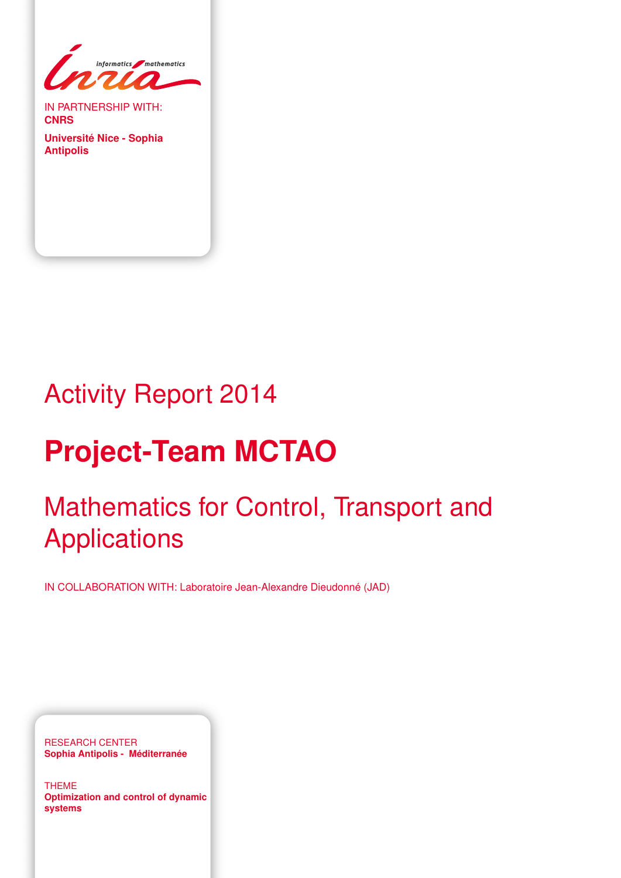IN PARTNERSHIP WITH:
**CNRS**

**Université Nice - Sophia Antipolis**

# Activity Report 2014

# Project-Team MCTAO

## Mathematics for Control, Transport and Applications

IN COLLABORATION WITH: Laboratoire Jean-Alexandre Dieudonné (JAD)

RESEARCH CENTER
**Sophia Antipolis - Méditerranée**

THEME
**Optimization and control of dynamic systems**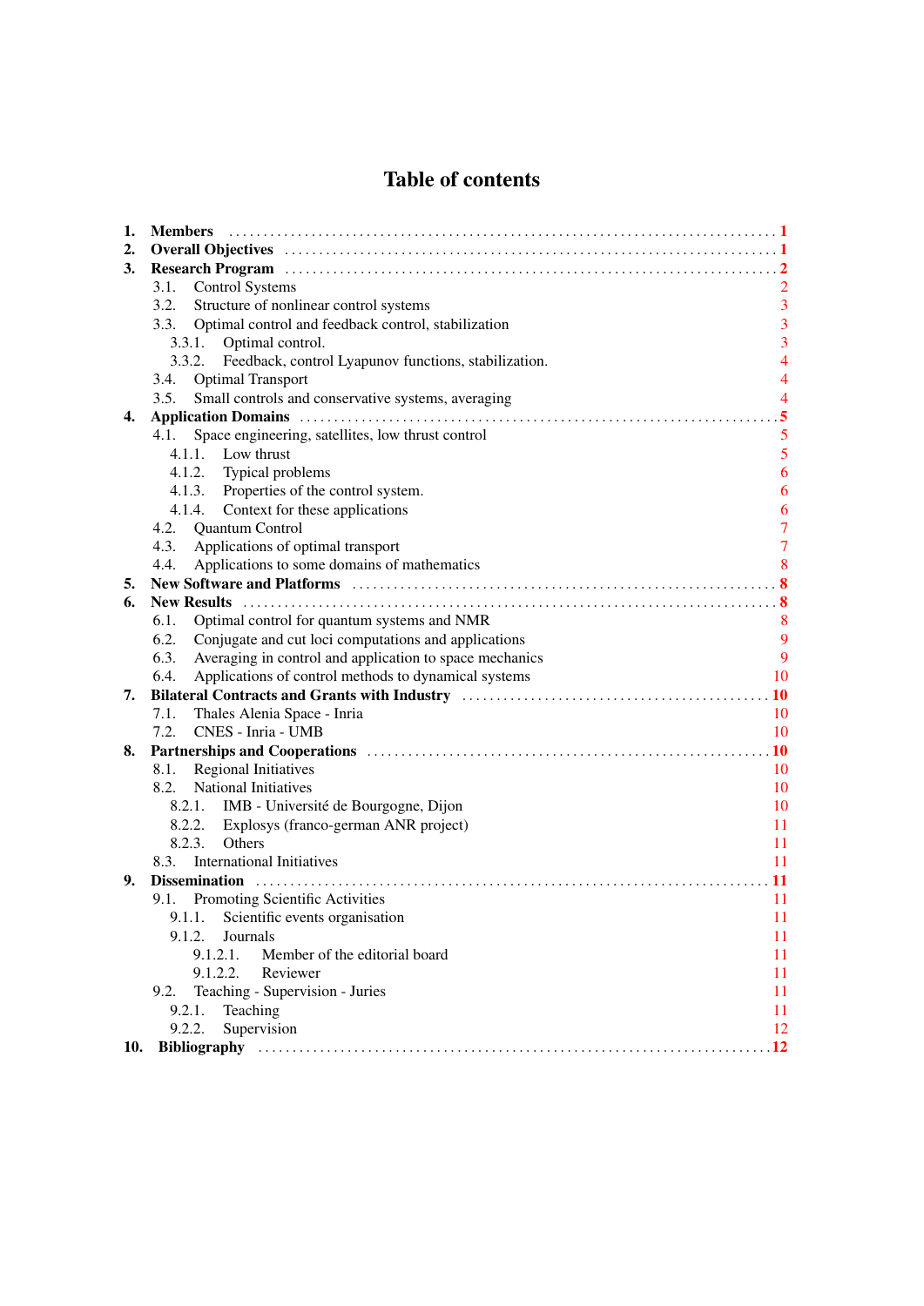# Table of contents

1. **Members** .......... **1**
2. **Overall Objectives** .......... **1**
3. **Research Program** .......... **2**
   - 3.1. Control Systems 2
   - 3.2. Structure of nonlinear control systems 3
   - 3.3. Optimal control and feedback control, stabilization 3
     - 3.3.1. Optimal control. 3
     - 3.3.2. Feedback, control Lyapunov functions, stabilization. 4
   - 3.4. Optimal Transport 4
   - 3.5. Small controls and conservative systems, averaging 4
4. **Application Domains** .......... **5**
   - 4.1. Space engineering, satellites, low thrust control 5
     - 4.1.1. Low thrust 5
     - 4.1.2. Typical problems 6
     - 4.1.3. Properties of the control system. 6
     - 4.1.4. Context for these applications 6
   - 4.2. Quantum Control 7
   - 4.3. Applications of optimal transport 7
   - 4.4. Applications to some domains of mathematics 8
5. **New Software and Platforms** .......... **8**
6. **New Results** .......... **8**
   - 6.1. Optimal control for quantum systems and NMR 8
   - 6.2. Conjugate and cut loci computations and applications 9
   - 6.3. Averaging in control and application to space mechanics 9
   - 6.4. Applications of control methods to dynamical systems 10
7. **Bilateral Contracts and Grants with Industry** .......... **10**
   - 7.1. Thales Alenia Space - Inria 10
   - 7.2. CNES - Inria - UMB 10
8. **Partnerships and Cooperations** .......... **10**
   - 8.1. Regional Initiatives 10
   - 8.2. National Initiatives 10
     - 8.2.1. IMB - Université de Bourgogne, Dijon 10
     - 8.2.2. Explosys (franco-german ANR project) 11
     - 8.2.3. Others 11
   - 8.3. International Initiatives 11
9. **Dissemination** .......... **11**
   - 9.1. Promoting Scientific Activities 11
     - 9.1.1. Scientific events organisation 11
     - 9.1.2. Journals 11
       - 9.1.2.1. Member of the editorial board 11
       - 9.1.2.2. Reviewer 11
   - 9.2. Teaching - Supervision - Juries 11
     - 9.2.1. Teaching 11
     - 9.2.2. Supervision 12
10. **Bibliography** .......... **12**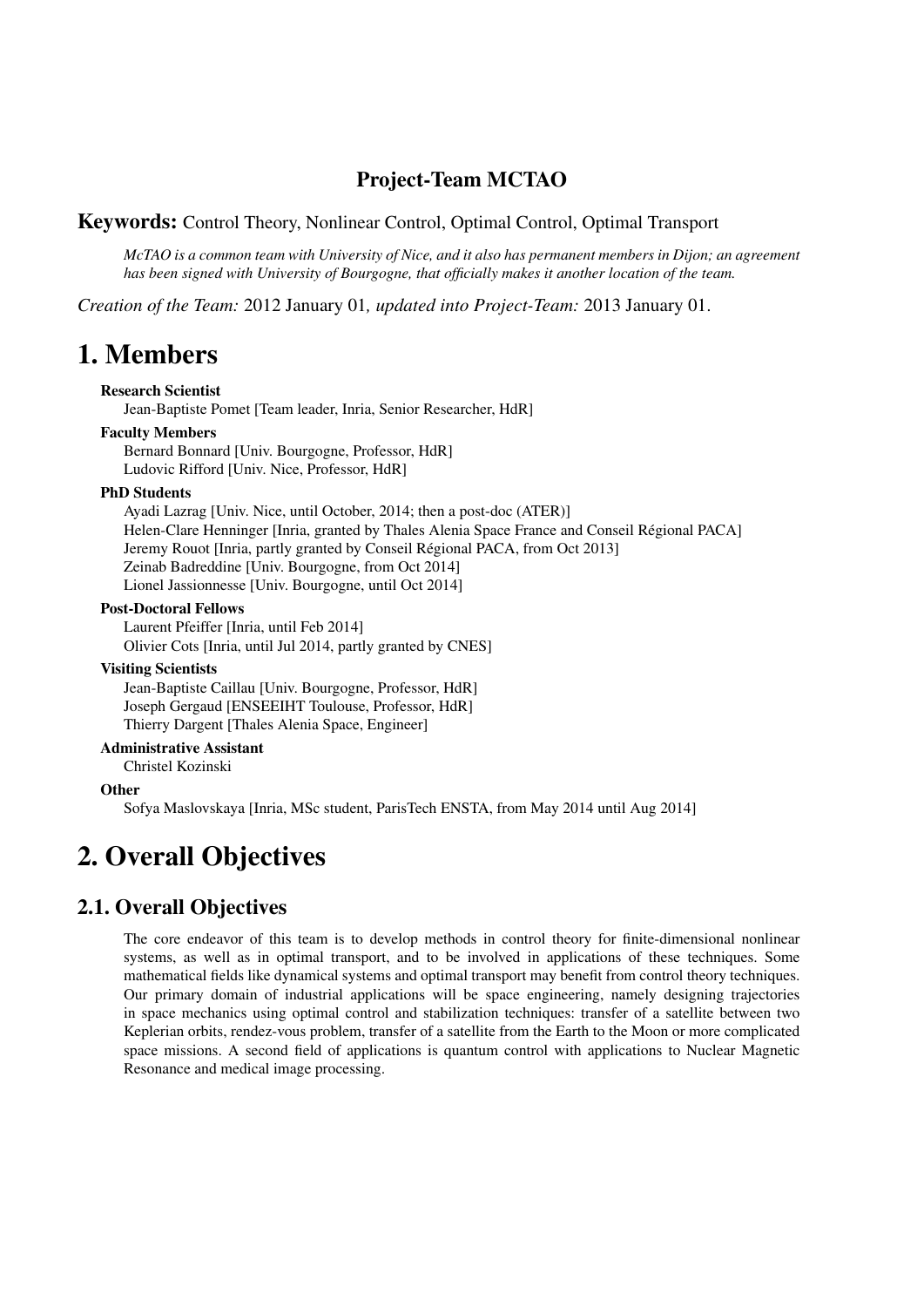## Project-Team MCTAO

**Keywords:** Control Theory, Nonlinear Control, Optimal Control, Optimal Transport

*McTAO is a common team with University of Nice, and it also has permanent members in Dijon; an agreement has been signed with University of Bourgogne, that officially makes it another location of the team.*

*Creation of the Team:* 2012 January 01*, updated into Project-Team:* 2013 January 01.

# 1. Members

**Research Scientist**

Jean-Baptiste Pomet [Team leader, Inria, Senior Researcher, HdR]

**Faculty Members**

Bernard Bonnard [Univ. Bourgogne, Professor, HdR]
Ludovic Rifford [Univ. Nice, Professor, HdR]

**PhD Students**

Ayadi Lazrag [Univ. Nice, until October, 2014; then a post-doc (ATER)]
Helen-Clare Henninger [Inria, granted by Thales Alenia Space France and Conseil Régional PACA]
Jeremy Rouot [Inria, partly granted by Conseil Régional PACA, from Oct 2013]
Zeinab Badreddine [Univ. Bourgogne, from Oct 2014]
Lionel Jassionnesse [Univ. Bourgogne, until Oct 2014]

**Post-Doctoral Fellows**

Laurent Pfeiffer [Inria, until Feb 2014]
Olivier Cots [Inria, until Jul 2014, partly granted by CNES]

**Visiting Scientists**

Jean-Baptiste Caillau [Univ. Bourgogne, Professor, HdR]
Joseph Gergaud [ENSEEIHT Toulouse, Professor, HdR]
Thierry Dargent [Thales Alenia Space, Engineer]

**Administrative Assistant**

Christel Kozinski

**Other**

Sofya Maslovskaya [Inria, MSc student, ParisTech ENSTA, from May 2014 until Aug 2014]

# 2. Overall Objectives

## 2.1. Overall Objectives

The core endeavor of this team is to develop methods in control theory for finite-dimensional nonlinear systems, as well as in optimal transport, and to be involved in applications of these techniques. Some mathematical fields like dynamical systems and optimal transport may benefit from control theory techniques. Our primary domain of industrial applications will be space engineering, namely designing trajectories in space mechanics using optimal control and stabilization techniques: transfer of a satellite between two Keplerian orbits, rendez-vous problem, transfer of a satellite from the Earth to the Moon or more complicated space missions. A second field of applications is quantum control with applications to Nuclear Magnetic Resonance and medical image processing.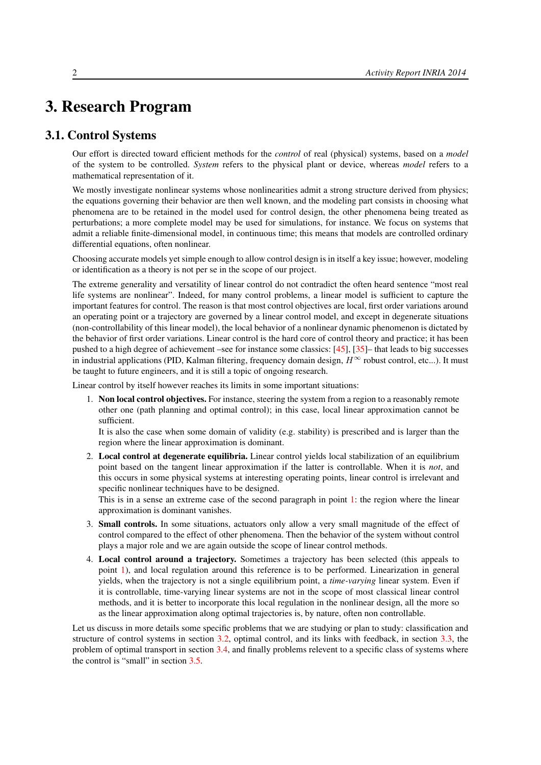# 3. Research Program

## 3.1. Control Systems

Our effort is directed toward efficient methods for the *control* of real (physical) systems, based on a *model* of the system to be controlled. *System* refers to the physical plant or device, whereas *model* refers to a mathematical representation of it.

We mostly investigate nonlinear systems whose nonlinearities admit a strong structure derived from physics; the equations governing their behavior are then well known, and the modeling part consists in choosing what phenomena are to be retained in the model used for control design, the other phenomena being treated as perturbations; a more complete model may be used for simulations, for instance. We focus on systems that admit a reliable finite-dimensional model, in continuous time; this means that models are controlled ordinary differential equations, often nonlinear.

Choosing accurate models yet simple enough to allow control design is in itself a key issue; however, modeling or identification as a theory is not per se in the scope of our project.

The extreme generality and versatility of linear control do not contradict the often heard sentence "most real life systems are nonlinear". Indeed, for many control problems, a linear model is sufficient to capture the important features for control. The reason is that most control objectives are local, first order variations around an operating point or a trajectory are governed by a linear control model, and except in degenerate situations (non-controllability of this linear model), the local behavior of a nonlinear dynamic phenomenon is dictated by the behavior of first order variations. Linear control is the hard core of control theory and practice; it has been pushed to a high degree of achievement –see for instance some classics: [45], [35]– that leads to big successes in industrial applications (PID, Kalman filtering, frequency domain design, $H^\infty$ robust control, etc...). It must be taught to future engineers, and it is still a topic of ongoing research.

Linear control by itself however reaches its limits in some important situations:

1. **Non local control objectives.** For instance, steering the system from a region to a reasonably remote other one (path planning and optimal control); in this case, local linear approximation cannot be sufficient.

   It is also the case when some domain of validity (e.g. stability) is prescribed and is larger than the region where the linear approximation is dominant.

2. **Local control at degenerate equilibria.** Linear control yields local stabilization of an equilibrium point based on the tangent linear approximation if the latter is controllable. When it is *not*, and this occurs in some physical systems at interesting operating points, linear control is irrelevant and specific nonlinear techniques have to be designed.

   This is in a sense an extreme case of the second paragraph in point 1: the region where the linear approximation is dominant vanishes.

3. **Small controls.** In some situations, actuators only allow a very small magnitude of the effect of control compared to the effect of other phenomena. Then the behavior of the system without control plays a major role and we are again outside the scope of linear control methods.

4. **Local control around a trajectory.** Sometimes a trajectory has been selected (this appeals to point 1), and local regulation around this reference is to be performed. Linearization in general yields, when the trajectory is not a single equilibrium point, a *time-varying* linear system. Even if it is controllable, time-varying linear systems are not in the scope of most classical linear control methods, and it is better to incorporate this local regulation in the nonlinear design, all the more so as the linear approximation along optimal trajectories is, by nature, often non controllable.

Let us discuss in more details some specific problems that we are studying or plan to study: classification and structure of control systems in section 3.2, optimal control, and its links with feedback, in section 3.3, the problem of optimal transport in section 3.4, and finally problems relevent to a specific class of systems where the control is "small" in section 3.5.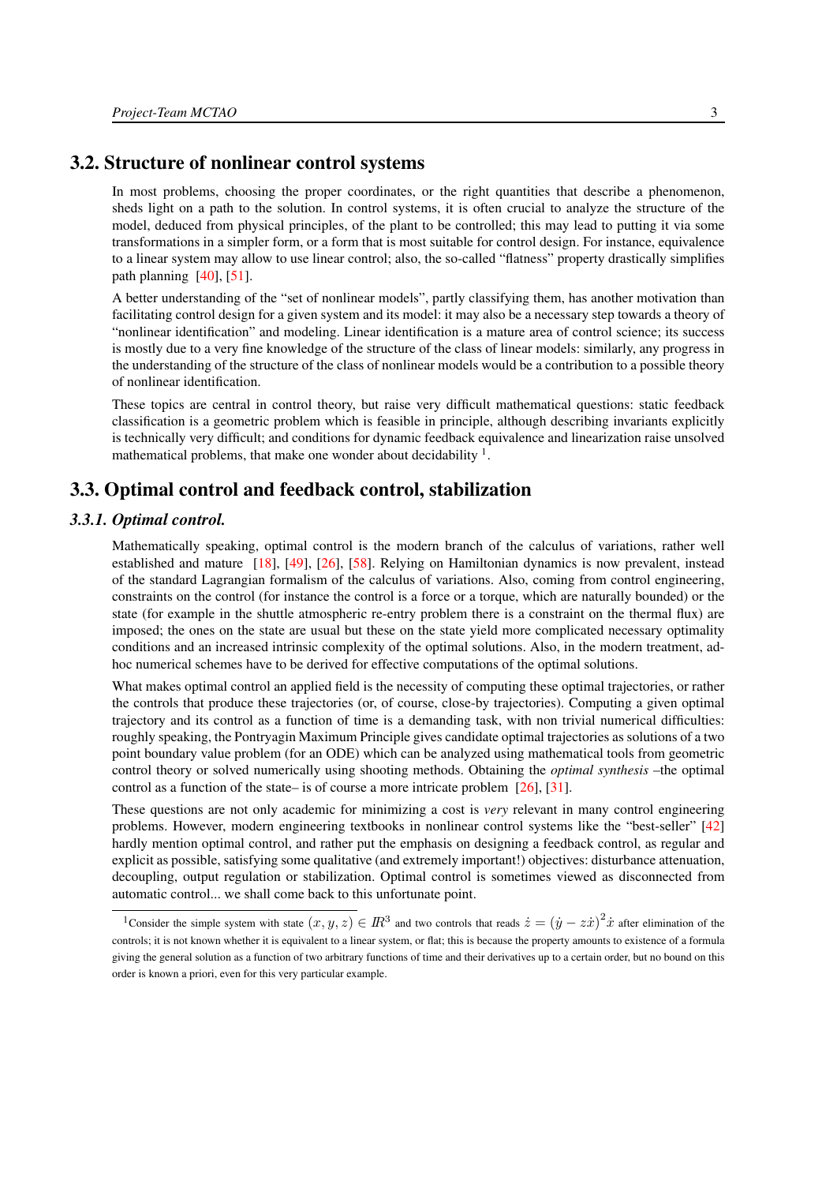## 3.2. Structure of nonlinear control systems

In most problems, choosing the proper coordinates, or the right quantities that describe a phenomenon, sheds light on a path to the solution. In control systems, it is often crucial to analyze the structure of the model, deduced from physical principles, of the plant to be controlled; this may lead to putting it via some transformations in a simpler form, or a form that is most suitable for control design. For instance, equivalence to a linear system may allow to use linear control; also, the so-called "flatness" property drastically simplifies path planning [40], [51].

A better understanding of the "set of nonlinear models", partly classifying them, has another motivation than facilitating control design for a given system and its model: it may also be a necessary step towards a theory of "nonlinear identification" and modeling. Linear identification is a mature area of control science; its success is mostly due to a very fine knowledge of the structure of the class of linear models: similarly, any progress in the understanding of the structure of the class of nonlinear models would be a contribution to a possible theory of nonlinear identification.

These topics are central in control theory, but raise very difficult mathematical questions: static feedback classification is a geometric problem which is feasible in principle, although describing invariants explicitly is technically very difficult; and conditions for dynamic feedback equivalence and linearization raise unsolved mathematical problems, that make one wonder about decidability [1].

## 3.3. Optimal control and feedback control, stabilization

### 3.3.1. Optimal control.

Mathematically speaking, optimal control is the modern branch of the calculus of variations, rather well established and mature [18], [49], [26], [58]. Relying on Hamiltonian dynamics is now prevalent, instead of the standard Lagrangian formalism of the calculus of variations. Also, coming from control engineering, constraints on the control (for instance the control is a force or a torque, which are naturally bounded) or the state (for example in the shuttle atmospheric re-entry problem there is a constraint on the thermal flux) are imposed; the ones on the state are usual but these on the state yield more complicated necessary optimality conditions and an increased intrinsic complexity of the optimal solutions. Also, in the modern treatment, ad-hoc numerical schemes have to be derived for effective computations of the optimal solutions.

What makes optimal control an applied field is the necessity of computing these optimal trajectories, or rather the controls that produce these trajectories (or, of course, close-by trajectories). Computing a given optimal trajectory and its control as a function of time is a demanding task, with non trivial numerical difficulties: roughly speaking, the Pontryagin Maximum Principle gives candidate optimal trajectories as solutions of a two point boundary value problem (for an ODE) which can be analyzed using mathematical tools from geometric control theory or solved numerically using shooting methods. Obtaining the *optimal synthesis* –the optimal control as a function of the state– is of course a more intricate problem [26], [31].

These questions are not only academic for minimizing a cost is *very* relevant in many control engineering problems. However, modern engineering textbooks in nonlinear control systems like the "best-seller" [42] hardly mention optimal control, and rather put the emphasis on designing a feedback control, as regular and explicit as possible, satisfying some qualitative (and extremely important!) objectives: disturbance attenuation, decoupling, output regulation or stabilization. Optimal control is sometimes viewed as disconnected from automatic control... we shall come back to this unfortunate point.

---

[1] Consider the simple system with state $(x, y, z) \in \mathbb{R}^3$ and two controls that reads $\dot{z} = (\dot{y} - z\dot{x})^2\dot{x}$ after elimination of the controls; it is not known whether it is equivalent to a linear system, or flat; this is because the property amounts to existence of a formula giving the general solution as a function of two arbitrary functions of time and their derivatives up to a certain order, but no bound on this order is known a priori, even for this very particular example.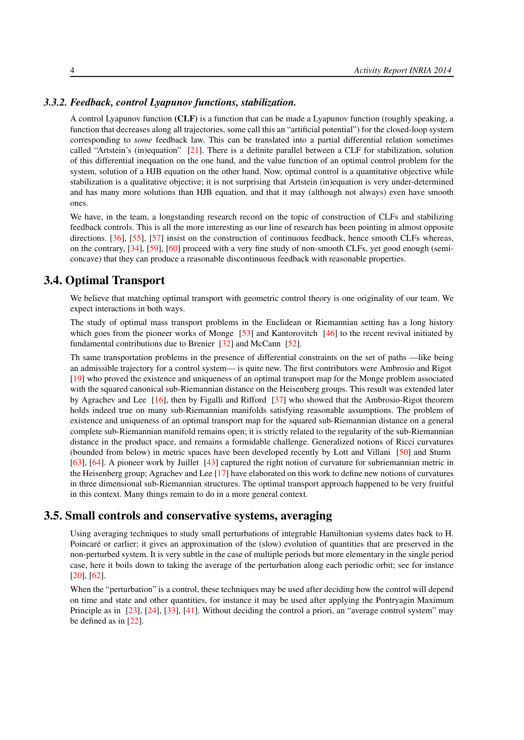### 3.3.2. Feedback, control Lyapunov functions, stabilization.

A control Lyapunov function (**CLF**) is a function that can be made a Lyapunov function (roughly speaking, a function that decreases along all trajectories, some call this an "artificial potential") for the closed-loop system corresponding to *some* feedback law. This can be translated into a partial differential relation sometimes called "Artstein's (in)equation" [21]. There is a definite parallel between a CLF for stabilization, solution of this differential inequation on the one hand, and the value function of an optimal control problem for the system, solution of a HJB equation on the other hand. Now, optimal control is a quantitative objective while stabilization is a qualitative objective; it is not surprising that Artstein (in)equation is very under-determined and has many more solutions than HJB equation, and that it may (although not always) even have smooth ones.

We have, in the team, a longstanding research record on the topic of construction of CLFs and stabilizing feedback controls. This is all the more interesting as our line of research has been pointing in almost opposite directions. [36], [55], [57] insist on the construction of continuous feedback, hence smooth CLFs whereas, on the contrary, [34], [59], [60] proceed with a very fine study of non-smooth CLFs, yet good enough (semi-concave) that they can produce a reasonable discontinuous feedback with reasonable properties.

## 3.4. Optimal Transport

We believe that matching optimal transport with geometric control theory is one originality of our team. We expect interactions in both ways.

The study of optimal mass transport problems in the Euclidean or Riemannian setting has a long history which goes from the pioneer works of Monge [53] and Kantorovitch [46] to the recent revival initiated by fundamental contributions due to Brenier [32] and McCann [52].

Th same transportation problems in the presence of differential constraints on the set of paths —like being an admissible trajectory for a control system— is quite new. The first contributors were Ambrosio and Rigot [19] who proved the existence and uniqueness of an optimal transport map for the Monge problem associated with the squared canonical sub-Riemannian distance on the Heisenberg groups. This result was extended later by Agrachev and Lee [16], then by Figalli and Rifford [37] who showed that the Ambrosio-Rigot theorem holds indeed true on many sub-Riemannian manifolds satisfying reasonable assumptions. The problem of existence and uniqueness of an optimal transport map for the squared sub-Riemannian distance on a general complete sub-Riemannian manifold remains open; it is strictly related to the regularity of the sub-Riemannian distance in the product space, and remains a formidable challenge. Generalized notions of Ricci curvatures (bounded from below) in metric spaces have been developed recently by Lott and Villani [50] and Sturm [63], [64]. A pioneer work by Juillet [43] captured the right notion of curvature for subriemannian metric in the Heisenberg group; Agrachev and Lee [17] have elaborated on this work to define new notions of curvatures in three dimensional sub-Riemannian structures. The optimal transport approach happened to be very fruitful in this context. Many things remain to do in a more general context.

## 3.5. Small controls and conservative systems, averaging

Using averaging techniques to study small perturbations of integrable Hamiltonian systems dates back to H. Poincaré or earlier; it gives an approximation of the (slow) evolution of quantities that are preserved in the non-perturbed system. It is very subtle in the case of multiple periods but more elementary in the single period case, here it boils down to taking the average of the perturbation along each periodic orbit; see for instance [20], [62].

When the "perturbation" is a control, these techniques may be used after deciding how the control will depend on time and state and other quantities, for instance it may be used after applying the Pontryagin Maximum Principle as in [23], [24], [33], [41]. Without deciding the control a priori, an "average control system" may be defined as in [22].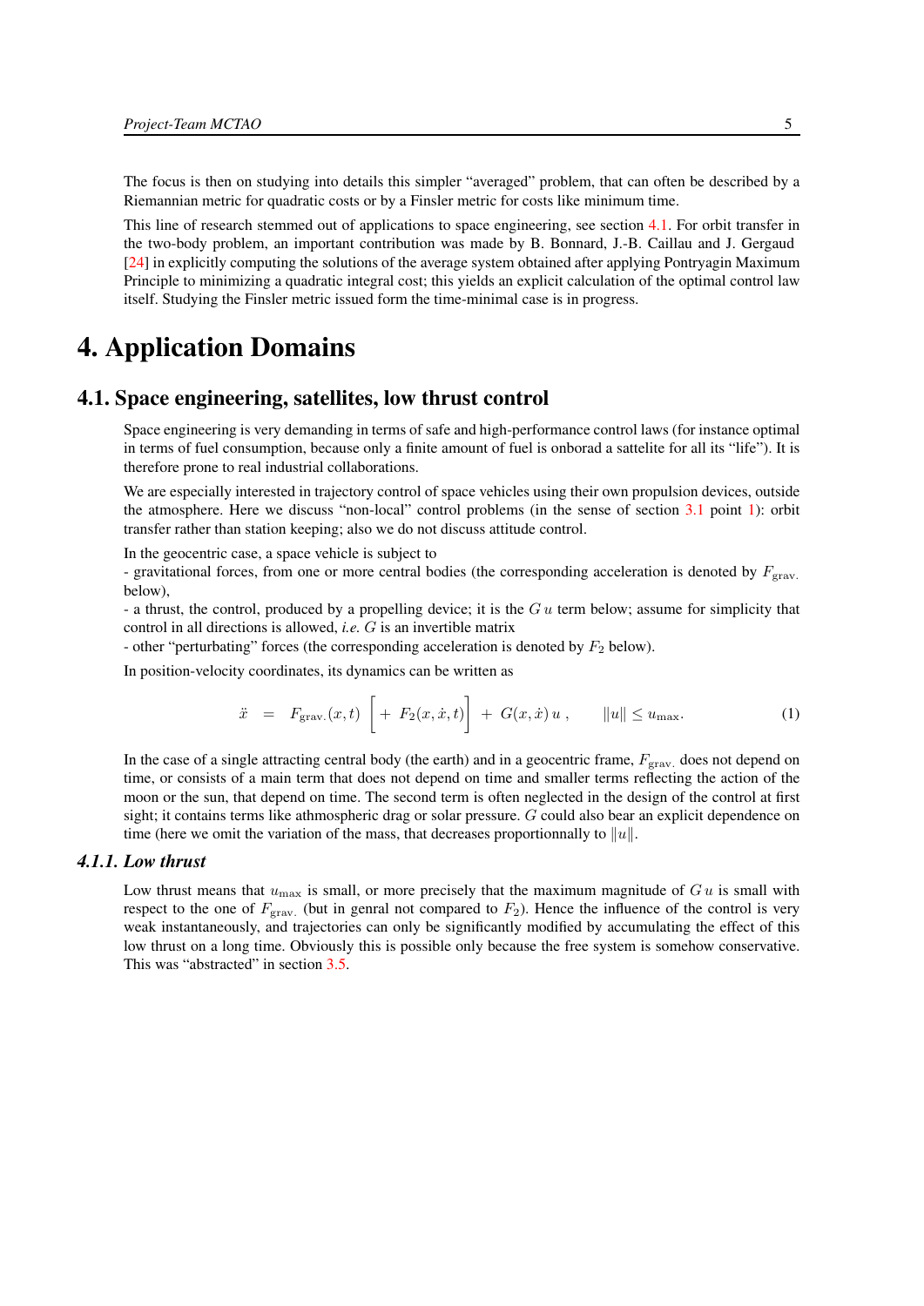The focus is then on studying into details this simpler "averaged" problem, that can often be described by a Riemannian metric for quadratic costs or by a Finsler metric for costs like minimum time.

This line of research stemmed out of applications to space engineering, see section 4.1. For orbit transfer in the two-body problem, an important contribution was made by B. Bonnard, J.-B. Caillau and J. Gergaud [24] in explicitly computing the solutions of the average system obtained after applying Pontryagin Maximum Principle to minimizing a quadratic integral cost; this yields an explicit calculation of the optimal control law itself. Studying the Finsler metric issued form the time-minimal case is in progress.

# 4. Application Domains

## 4.1. Space engineering, satellites, low thrust control

Space engineering is very demanding in terms of safe and high-performance control laws (for instance optimal in terms of fuel consumption, because only a finite amount of fuel is onborad a sattelite for all its "life"). It is therefore prone to real industrial collaborations.

We are especially interested in trajectory control of space vehicles using their own propulsion devices, outside the atmosphere. Here we discuss "non-local" control problems (in the sense of section 3.1 point 1): orbit transfer rather than station keeping; also we do not discuss attitude control.

In the geocentric case, a space vehicle is subject to
- gravitational forces, from one or more central bodies (the corresponding acceleration is denoted by $F_{\text{grav.}}$ below),
- a thrust, the control, produced by a propelling device; it is the $G\,u$ term below; assume for simplicity that control in all directions is allowed, *i.e.* $G$ is an invertible matrix
- other "perturbating" forces (the corresponding acceleration is denoted by $F_2$ below).

In position-velocity coordinates, its dynamics can be written as

$$\ddot{x} \;=\; F_{\text{grav.}}(x,t) \;\left[\,+\;F_2(x,\dot{x},t)\right]\;+\;G(x,\dot{x})\,u\;, \qquad \|u\| \leq u_{\max}. \tag{1}$$

In the case of a single attracting central body (the earth) and in a geocentric frame, $F_{\text{grav.}}$ does not depend on time, or consists of a main term that does not depend on time and smaller terms reflecting the action of the moon or the sun, that depend on time. The second term is often neglected in the design of the control at first sight; it contains terms like athmospheric drag or solar pressure. $G$ could also bear an explicit dependence on time (here we omit the variation of the mass, that decreases proportionnally to $\|u\|$.

### 4.1.1. Low thrust

Low thrust means that $u_{\max}$ is small, or more precisely that the maximum magnitude of $G\,u$ is small with respect to the one of $F_{\text{grav.}}$ (but in genral not compared to $F_2$). Hence the influence of the control is very weak instantaneously, and trajectories can only be significantly modified by accumulating the effect of this low thrust on a long time. Obviously this is possible only because the free system is somehow conservative. This was "abstracted" in section 3.5.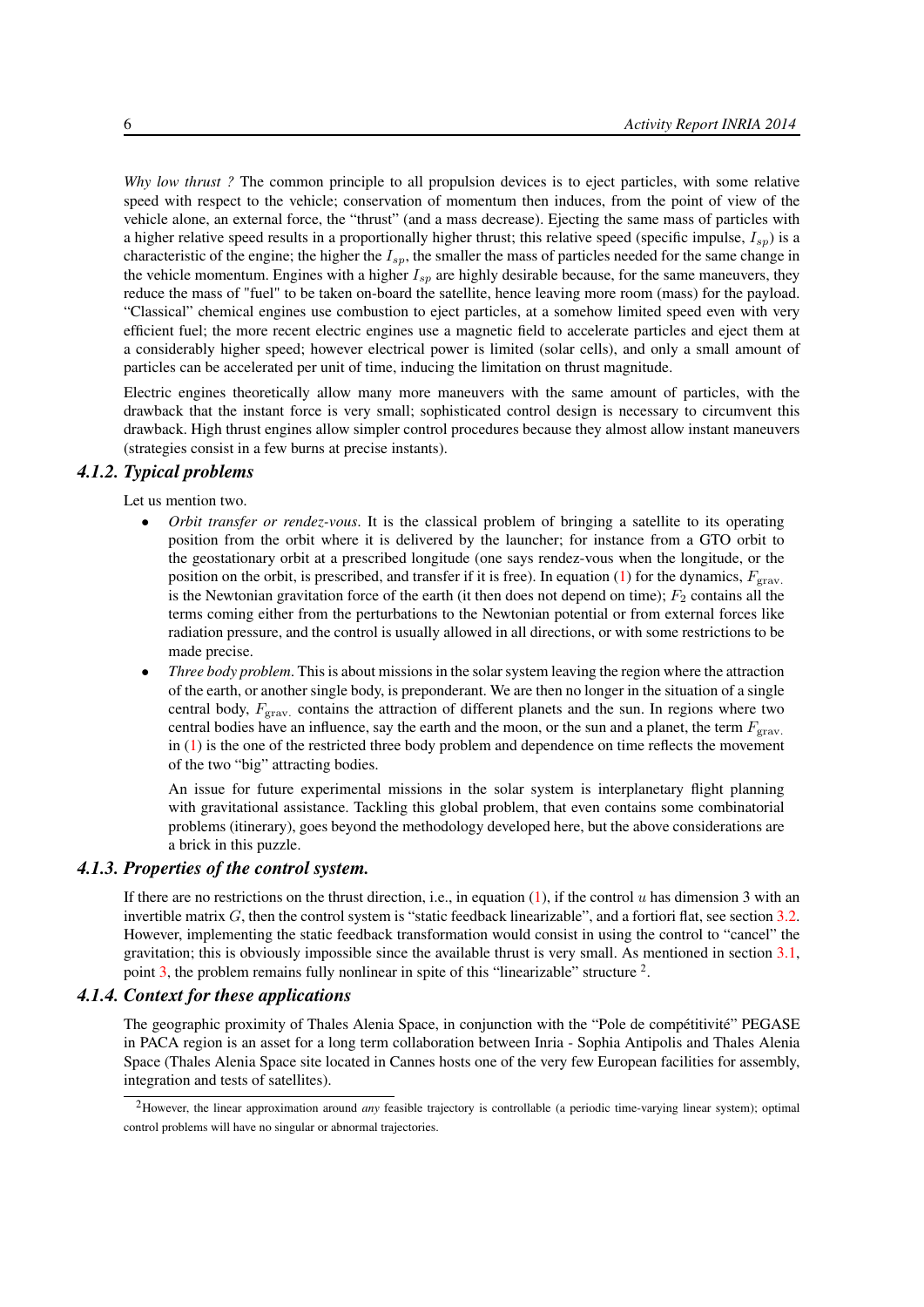*Why low thrust ?* The common principle to all propulsion devices is to eject particles, with some relative speed with respect to the vehicle; conservation of momentum then induces, from the point of view of the vehicle alone, an external force, the "thrust" (and a mass decrease). Ejecting the same mass of particles with a higher relative speed results in a proportionally higher thrust; this relative speed (specific impulse, $I_{sp}$) is a characteristic of the engine; the higher the $I_{sp}$, the smaller the mass of particles needed for the same change in the vehicle momentum. Engines with a higher $I_{sp}$ are highly desirable because, for the same maneuvers, they reduce the mass of "fuel" to be taken on-board the satellite, hence leaving more room (mass) for the payload. "Classical" chemical engines use combustion to eject particles, at a somehow limited speed even with very efficient fuel; the more recent electric engines use a magnetic field to accelerate particles and eject them at a considerably higher speed; however electrical power is limited (solar cells), and only a small amount of particles can be accelerated per unit of time, inducing the limitation on thrust magnitude.

Electric engines theoretically allow many more maneuvers with the same amount of particles, with the drawback that the instant force is very small; sophisticated control design is necessary to circumvent this drawback. High thrust engines allow simpler control procedures because they almost allow instant maneuvers (strategies consist in a few burns at precise instants).

### 4.1.2. Typical problems

Let us mention two.

- *Orbit transfer or rendez-vous*. It is the classical problem of bringing a satellite to its operating position from the orbit where it is delivered by the launcher; for instance from a GTO orbit to the geostationary orbit at a prescribed longitude (one says rendez-vous when the longitude, or the position on the orbit, is prescribed, and transfer if it is free). In equation (1) for the dynamics, $F_{\text{grav.}}$ is the Newtonian gravitation force of the earth (it then does not depend on time); $F_2$ contains all the terms coming either from the perturbations to the Newtonian potential or from external forces like radiation pressure, and the control is usually allowed in all directions, or with some restrictions to be made precise.
- *Three body problem*. This is about missions in the solar system leaving the region where the attraction of the earth, or another single body, is preponderant. We are then no longer in the situation of a single central body, $F_{\text{grav.}}$ contains the attraction of different planets and the sun. In regions where two central bodies have an influence, say the earth and the moon, or the sun and a planet, the term $F_{\text{grav.}}$ in (1) is the one of the restricted three body problem and dependence on time reflects the movement of the two "big" attracting bodies.

  An issue for future experimental missions in the solar system is interplanetary flight planning with gravitational assistance. Tackling this global problem, that even contains some combinatorial problems (itinerary), goes beyond the methodology developed here, but the above considerations are a brick in this puzzle.

### 4.1.3. Properties of the control system.

If there are no restrictions on the thrust direction, i.e., in equation (1), if the control $u$ has dimension 3 with an invertible matrix $G$, then the control system is "static feedback linearizable", and a fortiori flat, see section 3.2. However, implementing the static feedback transformation would consist in using the control to "cancel" the gravitation; this is obviously impossible since the available thrust is very small. As mentioned in section 3.1, point 3, the problem remains fully nonlinear in spite of this "linearizable" structure [2].

### 4.1.4. Context for these applications

The geographic proximity of Thales Alenia Space, in conjunction with the "Pole de compétitivité" PEGASE in PACA region is an asset for a long term collaboration between Inria - Sophia Antipolis and Thales Alenia Space (Thales Alenia Space site located in Cannes hosts one of the very few European facilities for assembly, integration and tests of satellites).

[2] However, the linear approximation around *any* feasible trajectory is controllable (a periodic time-varying linear system); optimal control problems will have no singular or abnormal trajectories.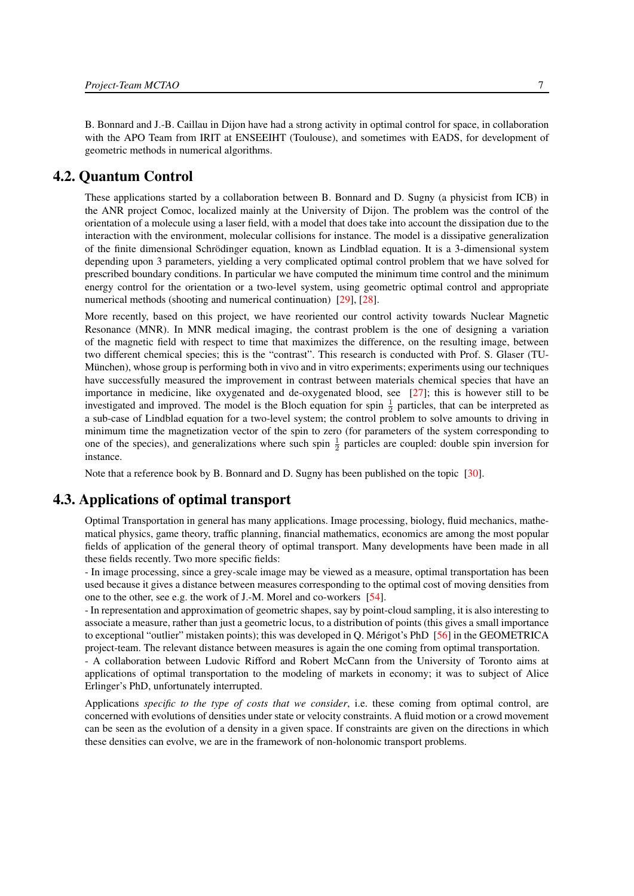B. Bonnard and J.-B. Caillau in Dijon have had a strong activity in optimal control for space, in collaboration with the APO Team from IRIT at ENSEEIHT (Toulouse), and sometimes with EADS, for development of geometric methods in numerical algorithms.

## 4.2. Quantum Control

These applications started by a collaboration between B. Bonnard and D. Sugny (a physicist from ICB) in the ANR project Comoc, localized mainly at the University of Dijon. The problem was the control of the orientation of a molecule using a laser field, with a model that does take into account the dissipation due to the interaction with the environment, molecular collisions for instance. The model is a dissipative generalization of the finite dimensional Schrödinger equation, known as Lindblad equation. It is a 3-dimensional system depending upon 3 parameters, yielding a very complicated optimal control problem that we have solved for prescribed boundary conditions. In particular we have computed the minimum time control and the minimum energy control for the orientation or a two-level system, using geometric optimal control and appropriate numerical methods (shooting and numerical continuation) [29], [28].

More recently, based on this project, we have reoriented our control activity towards Nuclear Magnetic Resonance (MNR). In MNR medical imaging, the contrast problem is the one of designing a variation of the magnetic field with respect to time that maximizes the difference, on the resulting image, between two different chemical species; this is the "contrast". This research is conducted with Prof. S. Glaser (TU-München), whose group is performing both in vivo and in vitro experiments; experiments using our techniques have successfully measured the improvement in contrast between materials chemical species that have an importance in medicine, like oxygenated and de-oxygenated blood, see [27]; this is however still to be investigated and improved. The model is the Bloch equation for spin $\frac{1}{2}$ particles, that can be interpreted as a sub-case of Lindblad equation for a two-level system; the control problem to solve amounts to driving in minimum time the magnetization vector of the spin to zero (for parameters of the system corresponding to one of the species), and generalizations where such spin $\frac{1}{2}$ particles are coupled: double spin inversion for instance.

Note that a reference book by B. Bonnard and D. Sugny has been published on the topic [30].

## 4.3. Applications of optimal transport

Optimal Transportation in general has many applications. Image processing, biology, fluid mechanics, mathematical physics, game theory, traffic planning, financial mathematics, economics are among the most popular fields of application of the general theory of optimal transport. Many developments have been made in all these fields recently. Two more specific fields:

- In image processing, since a grey-scale image may be viewed as a measure, optimal transportation has been used because it gives a distance between measures corresponding to the optimal cost of moving densities from one to the other, see e.g. the work of J.-M. Morel and co-workers [54].

- In representation and approximation of geometric shapes, say by point-cloud sampling, it is also interesting to associate a measure, rather than just a geometric locus, to a distribution of points (this gives a small importance to exceptional "outlier" mistaken points); this was developed in Q. Mérigot's PhD [56] in the GEOMETRICA project-team. The relevant distance between measures is again the one coming from optimal transportation.

- A collaboration between Ludovic Rifford and Robert McCann from the University of Toronto aims at applications of optimal transportation to the modeling of markets in economy; it was to subject of Alice Erlinger's PhD, unfortunately interrupted.

Applications *specific to the type of costs that we consider*, i.e. these coming from optimal control, are concerned with evolutions of densities under state or velocity constraints. A fluid motion or a crowd movement can be seen as the evolution of a density in a given space. If constraints are given on the directions in which these densities can evolve, we are in the framework of non-holonomic transport problems.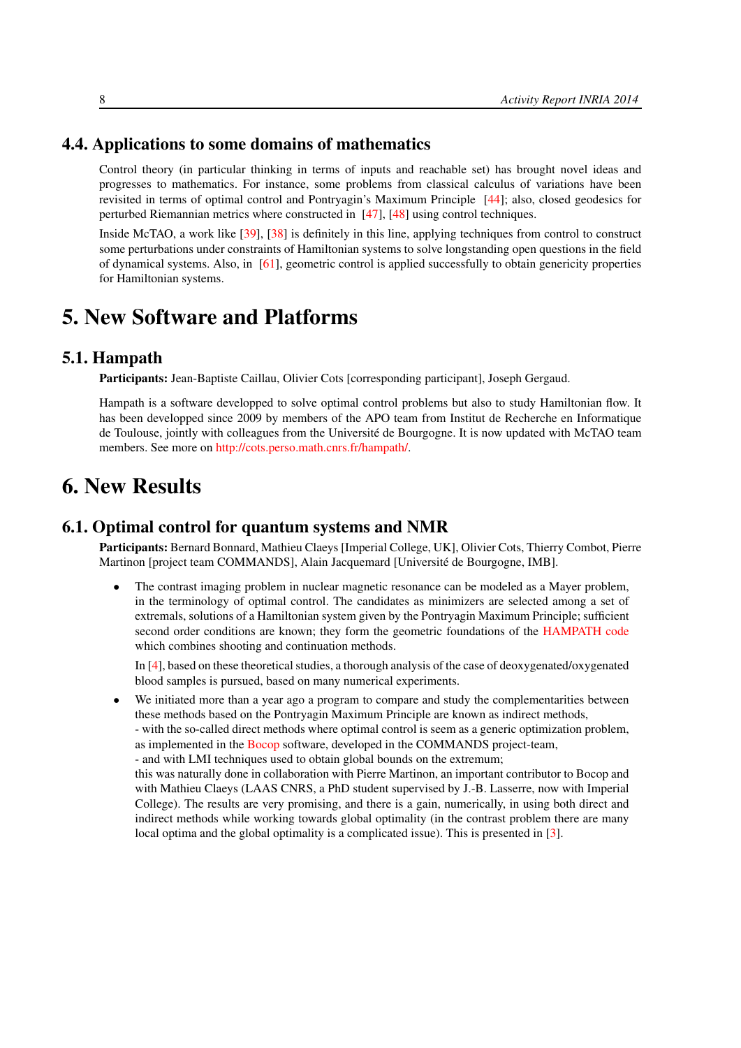### 4.4. Applications to some domains of mathematics

Control theory (in particular thinking in terms of inputs and reachable set) has brought novel ideas and progresses to mathematics. For instance, some problems from classical calculus of variations have been revisited in terms of optimal control and Pontryagin's Maximum Principle [44]; also, closed geodesics for perturbed Riemannian metrics where constructed in [47], [48] using control techniques.

Inside McTAO, a work like [39], [38] is definitely in this line, applying techniques from control to construct some perturbations under constraints of Hamiltonian systems to solve longstanding open questions in the field of dynamical systems. Also, in [61], geometric control is applied successfully to obtain genericity properties for Hamiltonian systems.

# 5. New Software and Platforms

## 5.1. Hampath

**Participants:** Jean-Baptiste Caillau, Olivier Cots [corresponding participant], Joseph Gergaud.

Hampath is a software developped to solve optimal control problems but also to study Hamiltonian flow. It has been developped since 2009 by members of the APO team from Institut de Recherche en Informatique de Toulouse, jointly with colleagues from the Université de Bourgogne. It is now updated with McTAO team members. See more on http://cots.perso.math.cnrs.fr/hampath/.

# 6. New Results

## 6.1. Optimal control for quantum systems and NMR

**Participants:** Bernard Bonnard, Mathieu Claeys [Imperial College, UK], Olivier Cots, Thierry Combot, Pierre Martinon [project team COMMANDS], Alain Jacquemard [Université de Bourgogne, IMB].

- The contrast imaging problem in nuclear magnetic resonance can be modeled as a Mayer problem, in the terminology of optimal control. The candidates as minimizers are selected among a set of extremals, solutions of a Hamiltonian system given by the Pontryagin Maximum Principle; sufficient second order conditions are known; they form the geometric foundations of the HAMPATH code which combines shooting and continuation methods.

  In [4], based on these theoretical studies, a thorough analysis of the case of deoxygenated/oxygenated blood samples is pursued, based on many numerical experiments.

- We initiated more than a year ago a program to compare and study the complementarities between these methods based on the Pontryagin Maximum Principle are known as indirect methods,
  - with the so-called direct methods where optimal control is seem as a generic optimization problem, as implemented in the Bocop software, developed in the COMMANDS project-team,
  - and with LMI techniques used to obtain global bounds on the extremum;
  this was naturally done in collaboration with Pierre Martinon, an important contributor to Bocop and with Mathieu Claeys (LAAS CNRS, a PhD student supervised by J.-B. Lasserre, now with Imperial College). The results are very promising, and there is a gain, numerically, in using both direct and indirect methods while working towards global optimality (in the contrast problem there are many local optima and the global optimality is a complicated issue). This is presented in [3].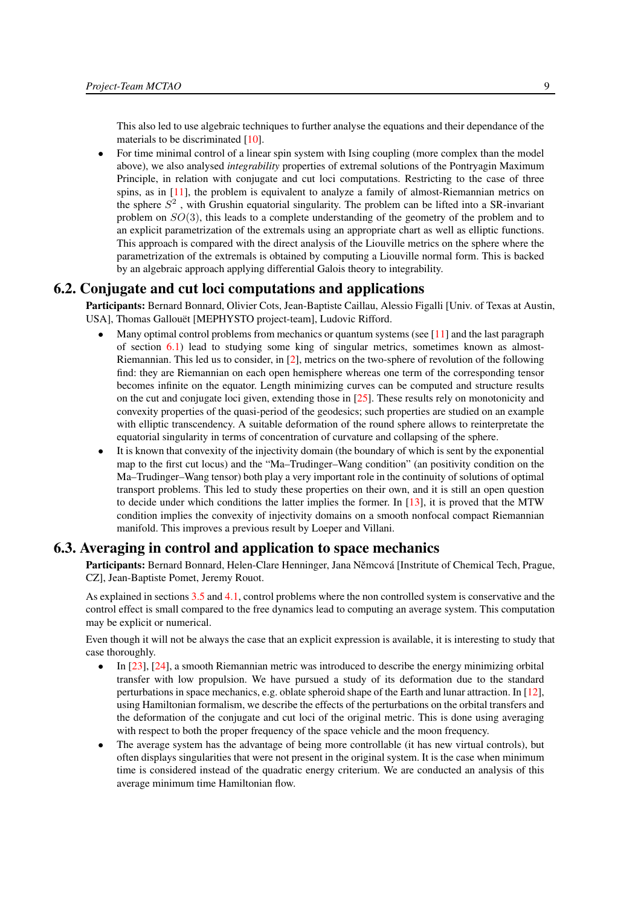This also led to use algebraic techniques to further analyse the equations and their dependance of the materials to be discriminated [10].

- For time minimal control of a linear spin system with Ising coupling (more complex than the model above), we also analysed *integrability* properties of extremal solutions of the Pontryagin Maximum Principle, in relation with conjugate and cut loci computations. Restricting to the case of three spins, as in [11], the problem is equivalent to analyze a family of almost-Riemannian metrics on the sphere $S^2$ , with Grushin equatorial singularity. The problem can be lifted into a SR-invariant problem on $SO(3)$, this leads to a complete understanding of the geometry of the problem and to an explicit parametrization of the extremals using an appropriate chart as well as elliptic functions. This approach is compared with the direct analysis of the Liouville metrics on the sphere where the parametrization of the extremals is obtained by computing a Liouville normal form. This is backed by an algebraic approach applying differential Galois theory to integrability.

## 6.2. Conjugate and cut loci computations and applications

**Participants:** Bernard Bonnard, Olivier Cots, Jean-Baptiste Caillau, Alessio Figalli [Univ. of Texas at Austin, USA], Thomas Gallouët [MEPHYSTO project-team], Ludovic Rifford.

- Many optimal control problems from mechanics or quantum systems (see [11] and the last paragraph of section 6.1) lead to studying some king of singular metrics, sometimes known as almost-Riemannian. This led us to consider, in [2], metrics on the two-sphere of revolution of the following find: they are Riemannian on each open hemisphere whereas one term of the corresponding tensor becomes infinite on the equator. Length minimizing curves can be computed and structure results on the cut and conjugate loci given, extending those in [25]. These results rely on monotonicity and convexity properties of the quasi-period of the geodesics; such properties are studied on an example with elliptic transcendency. A suitable deformation of the round sphere allows to reinterpretate the equatorial singularity in terms of concentration of curvature and collapsing of the sphere.
- It is known that convexity of the injectivity domain (the boundary of which is sent by the exponential map to the first cut locus) and the "Ma–Trudinger–Wang condition" (an positivity condition on the Ma–Trudinger–Wang tensor) both play a very important role in the continuity of solutions of optimal transport problems. This led to study these properties on their own, and it is still an open question to decide under which conditions the latter implies the former. In [13], it is proved that the MTW condition implies the convexity of injectivity domains on a smooth nonfocal compact Riemannian manifold. This improves a previous result by Loeper and Villani.

## 6.3. Averaging in control and application to space mechanics

**Participants:** Bernard Bonnard, Helen-Clare Henninger, Jana Němcová [Institute of Chemical Tech, Prague, CZ], Jean-Baptiste Pomet, Jeremy Rouot.

As explained in sections 3.5 and 4.1, control problems where the non controlled system is conservative and the control effect is small compared to the free dynamics lead to computing an average system. This computation may be explicit or numerical.

Even though it will not be always the case that an explicit expression is available, it is interesting to study that case thoroughly.

- In [23], [24], a smooth Riemannian metric was introduced to describe the energy minimizing orbital transfer with low propulsion. We have pursued a study of its deformation due to the standard perturbations in space mechanics, e.g. oblate spheroid shape of the Earth and lunar attraction. In [12], using Hamiltonian formalism, we describe the effects of the perturbations on the orbital transfers and the deformation of the conjugate and cut loci of the original metric. This is done using averaging with respect to both the proper frequency of the space vehicle and the moon frequency.
- The average system has the advantage of being more controllable (it has new virtual controls), but often displays singularities that were not present in the original system. It is the case when minimum time is considered instead of the quadratic energy criterium. We are conducted an analysis of this average minimum time Hamiltonian flow.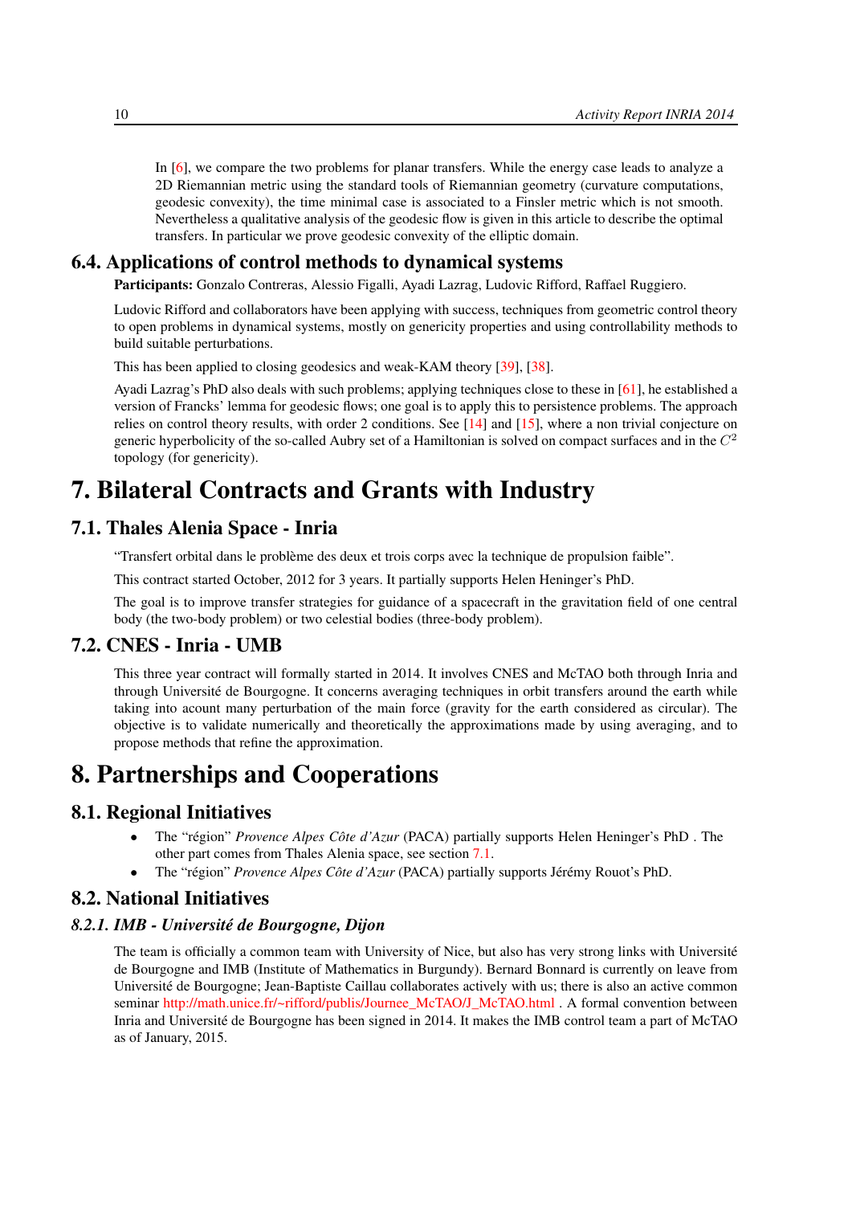In [6], we compare the two problems for planar transfers. While the energy case leads to analyze a 2D Riemannian metric using the standard tools of Riemannian geometry (curvature computations, geodesic convexity), the time minimal case is associated to a Finsler metric which is not smooth. Nevertheless a qualitative analysis of the geodesic flow is given in this article to describe the optimal transfers. In particular we prove geodesic convexity of the elliptic domain.

## 6.4. Applications of control methods to dynamical systems

**Participants:** Gonzalo Contreras, Alessio Figalli, Ayadi Lazrag, Ludovic Rifford, Raffael Ruggiero.

Ludovic Rifford and collaborators have been applying with success, techniques from geometric control theory to open problems in dynamical systems, mostly on genericity properties and using controllability methods to build suitable perturbations.

This has been applied to closing geodesics and weak-KAM theory [39], [38].

Ayadi Lazrag's PhD also deals with such problems; applying techniques close to these in [61], he established a version of Francks' lemma for geodesic flows; one goal is to apply this to persistence problems. The approach relies on control theory results, with order 2 conditions. See [14] and [15], where a non trivial conjecture on generic hyperbolicity of the so-called Aubry set of a Hamiltonian is solved on compact surfaces and in the $C^2$ topology (for genericity).

# 7. Bilateral Contracts and Grants with Industry

## 7.1. Thales Alenia Space - Inria

"Transfert orbital dans le problème des deux et trois corps avec la technique de propulsion faible".

This contract started October, 2012 for 3 years. It partially supports Helen Heninger's PhD.

The goal is to improve transfer strategies for guidance of a spacecraft in the gravitation field of one central body (the two-body problem) or two celestial bodies (three-body problem).

## 7.2. CNES - Inria - UMB

This three year contract will formally started in 2014. It involves CNES and McTAO both through Inria and through Université de Bourgogne. It concerns averaging techniques in orbit transfers around the earth while taking into acount many perturbation of the main force (gravity for the earth considered as circular). The objective is to validate numerically and theoretically the approximations made by using averaging, and to propose methods that refine the approximation.

# 8. Partnerships and Cooperations

## 8.1. Regional Initiatives

- The "région" *Provence Alpes Côte d'Azur* (PACA) partially supports Helen Heninger's PhD . The other part comes from Thales Alenia space, see section 7.1.
- The "région" *Provence Alpes Côte d'Azur* (PACA) partially supports Jérémy Rouot's PhD.

## 8.2. National Initiatives

### 8.2.1. IMB - Université de Bourgogne, Dijon

The team is officially a common team with University of Nice, but also has very strong links with Université de Bourgogne and IMB (Institute of Mathematics in Burgundy). Bernard Bonnard is currently on leave from Université de Bourgogne; Jean-Baptiste Caillau collaborates actively with us; there is also an active common seminar http://math.unice.fr/~rifford/publis/Journee_McTAO/J_McTAO.html . A formal convention between Inria and Université de Bourgogne has been signed in 2014. It makes the IMB control team a part of McTAO as of January, 2015.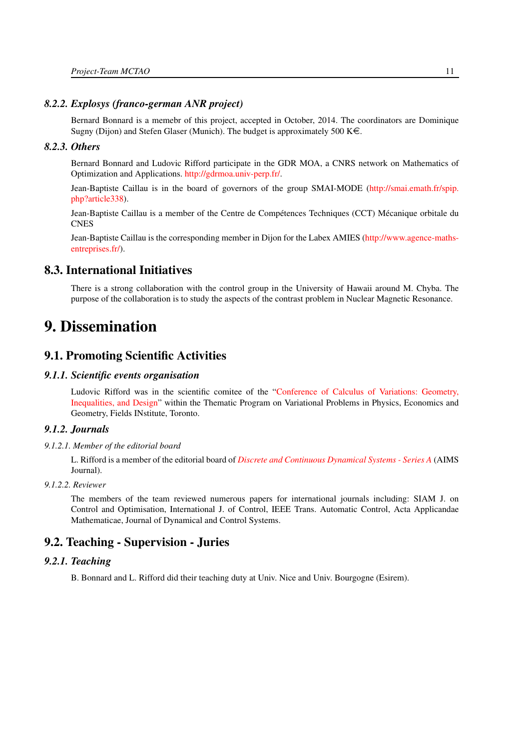### 8.2.2. Explosys (franco-german ANR project)

Bernard Bonnard is a memebr of this project, accepted in October, 2014. The coordinators are Dominique Sugny (Dijon) and Stefen Glaser (Munich). The budget is approximately 500 K€.

### 8.2.3. Others

Bernard Bonnard and Ludovic Rifford participate in the GDR MOA, a CNRS network on Mathematics of Optimization and Applications. http://gdrmoa.univ-perp.fr/.

Jean-Baptiste Caillau is in the board of governors of the group SMAI-MODE (http://smai.emath.fr/spip.php?article338).

Jean-Baptiste Caillau is a member of the Centre de Compétences Techniques (CCT) Mécanique orbitale du CNES

Jean-Baptiste Caillau is the corresponding member in Dijon for the Labex AMIES (http://www.agence-maths-entreprises.fr/).

## 8.3. International Initiatives

There is a strong collaboration with the control group in the University of Hawaii around M. Chyba. The purpose of the collaboration is to study the aspects of the contrast problem in Nuclear Magnetic Resonance.

# 9. Dissemination

## 9.1. Promoting Scientific Activities

### 9.1.1. Scientific events organisation

Ludovic Rifford was in the scientific comitee of the "Conference of Calculus of Variations: Geometry, Inequalities, and Design" within the Thematic Program on Variational Problems in Physics, Economics and Geometry, Fields INstitute, Toronto.

### 9.1.2. Journals

#### 9.1.2.1. Member of the editorial board

L. Rifford is a member of the editorial board of *Discrete and Continuous Dynamical Systems - Series A* (AIMS Journal).

#### 9.1.2.2. Reviewer

The members of the team reviewed numerous papers for international journals including: SIAM J. on Control and Optimisation, International J. of Control, IEEE Trans. Automatic Control, Acta Applicandae Mathematicae, Journal of Dynamical and Control Systems.

## 9.2. Teaching - Supervision - Juries

### 9.2.1. Teaching

B. Bonnard and L. Rifford did their teaching duty at Univ. Nice and Univ. Bourgogne (Esirem).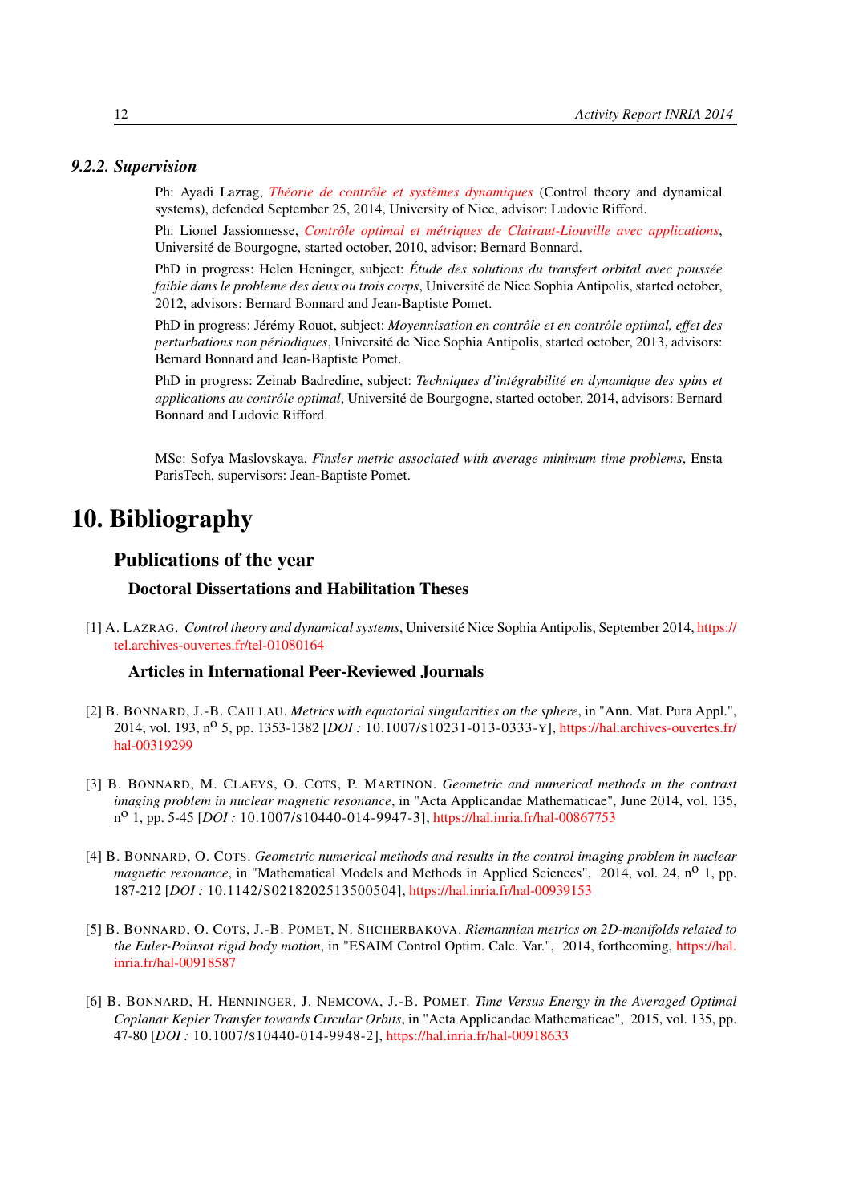#### 9.2.2. Supervision

Ph: Ayadi Lazrag, *Théorie de contrôle et systèmes dynamiques* (Control theory and dynamical systems), defended September 25, 2014, University of Nice, advisor: Ludovic Rifford.

Ph: Lionel Jassionnesse, *Contrôle optimal et métriques de Clairaut-Liouville avec applications*, Université de Bourgogne, started october, 2010, advisor: Bernard Bonnard.

PhD in progress: Helen Heninger, subject: *Étude des solutions du transfert orbital avec poussée faible dans le probleme des deux ou trois corps*, Université de Nice Sophia Antipolis, started october, 2012, advisors: Bernard Bonnard and Jean-Baptiste Pomet.

PhD in progress: Jérémy Rouot, subject: *Moyennisation en contrôle et en contrôle optimal, effet des perturbations non périodiques*, Université de Nice Sophia Antipolis, started october, 2013, advisors: Bernard Bonnard and Jean-Baptiste Pomet.

PhD in progress: Zeinab Badredine, subject: *Techniques d'intégrabilité en dynamique des spins et applications au contrôle optimal*, Université de Bourgogne, started october, 2014, advisors: Bernard Bonnard and Ludovic Rifford.

MSc: Sofya Maslovskaya, *Finsler metric associated with average minimum time problems*, Ensta ParisTech, supervisors: Jean-Baptiste Pomet.

# 10. Bibliography

## Publications of the year

### Doctoral Dissertations and Habilitation Theses

[1] A. Lazrag. *Control theory and dynamical systems*, Université Nice Sophia Antipolis, September 2014, https://tel.archives-ouvertes.fr/tel-01080164

### Articles in International Peer-Reviewed Journals

[2] B. Bonnard, J.-B. Caillau. *Metrics with equatorial singularities on the sphere*, in "Ann. Mat. Pura Appl.", 2014, vol. 193, n$^{o}$ 5, pp. 1353-1382 [*DOI :* 10.1007/s10231-013-0333-y], https://hal.archives-ouvertes.fr/hal-00319299

[3] B. Bonnard, M. Claeys, O. Cots, P. Martinon. *Geometric and numerical methods in the contrast imaging problem in nuclear magnetic resonance*, in "Acta Applicandae Mathematicae", June 2014, vol. 135, n$^{o}$ 1, pp. 5-45 [*DOI :* 10.1007/s10440-014-9947-3], https://hal.inria.fr/hal-00867753

[4] B. Bonnard, O. Cots. *Geometric numerical methods and results in the control imaging problem in nuclear magnetic resonance*, in "Mathematical Models and Methods in Applied Sciences", 2014, vol. 24, n$^{o}$ 1, pp. 187-212 [*DOI :* 10.1142/S0218202513500504], https://hal.inria.fr/hal-00939153

[5] B. Bonnard, O. Cots, J.-B. Pomet, N. Shcherbakova. *Riemannian metrics on 2D-manifolds related to the Euler-Poinsot rigid body motion*, in "ESAIM Control Optim. Calc. Var.", 2014, forthcoming, https://hal.inria.fr/hal-00918587

[6] B. Bonnard, H. Henninger, J. Nemcova, J.-B. Pomet. *Time Versus Energy in the Averaged Optimal Coplanar Kepler Transfer towards Circular Orbits*, in "Acta Applicandae Mathematicae", 2015, vol. 135, pp. 47-80 [*DOI :* 10.1007/s10440-014-9948-2], https://hal.inria.fr/hal-00918633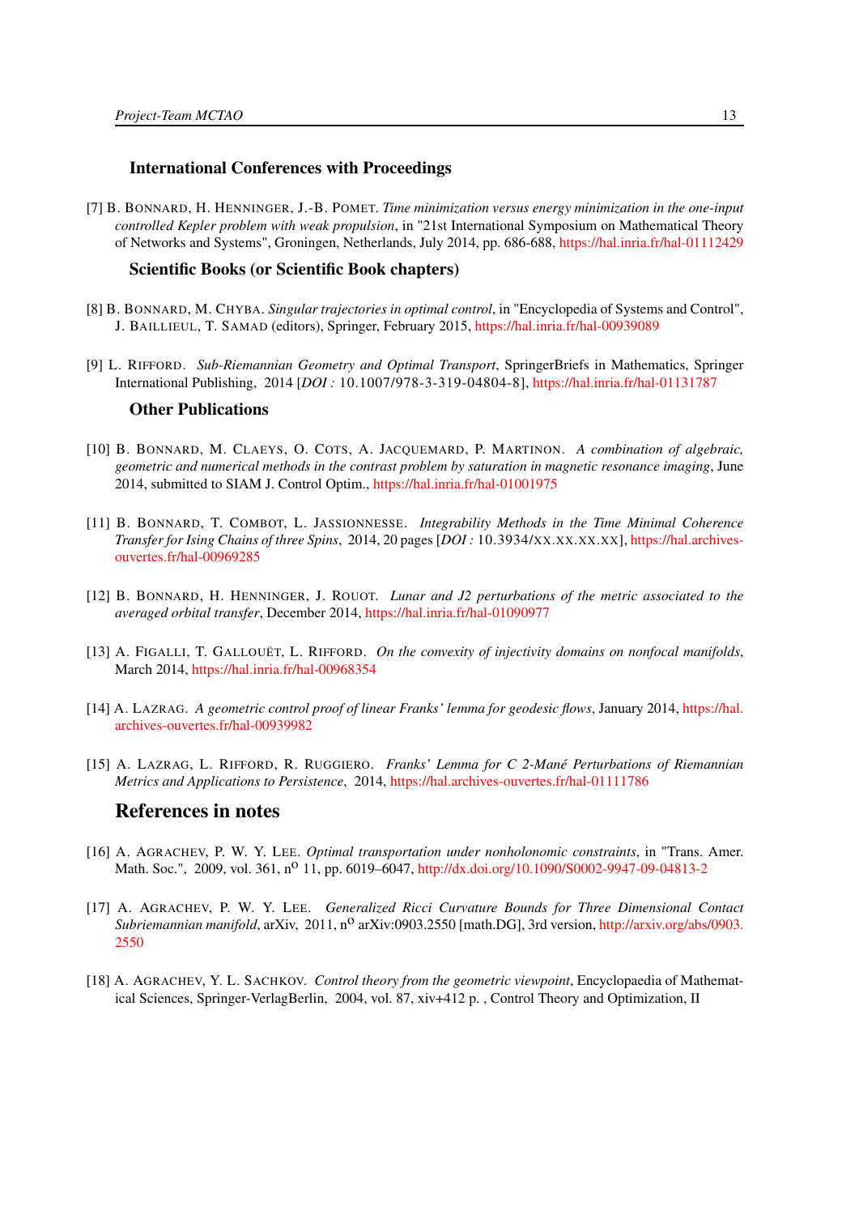### International Conferences with Proceedings

[7] B. BONNARD, H. HENNINGER, J.-B. POMET. *Time minimization versus energy minimization in the one-input controlled Kepler problem with weak propulsion*, in "21st International Symposium on Mathematical Theory of Networks and Systems", Groningen, Netherlands, July 2014, pp. 686-688, https://hal.inria.fr/hal-01112429

### Scientific Books (or Scientific Book chapters)

[8] B. BONNARD, M. CHYBA. *Singular trajectories in optimal control*, in "Encyclopedia of Systems and Control", J. BAILLIEUL, T. SAMAD (editors), Springer, February 2015, https://hal.inria.fr/hal-00939089

[9] L. RIFFORD. *Sub-Riemannian Geometry and Optimal Transport*, SpringerBriefs in Mathematics, Springer International Publishing, 2014 [*DOI :* 10.1007/978-3-319-04804-8], https://hal.inria.fr/hal-01131787

### Other Publications

[10] B. BONNARD, M. CLAEYS, O. COTS, A. JACQUEMARD, P. MARTINON. *A combination of algebraic, geometric and numerical methods in the contrast problem by saturation in magnetic resonance imaging*, June 2014, submitted to SIAM J. Control Optim., https://hal.inria.fr/hal-01001975

[11] B. BONNARD, T. COMBOT, L. JASSIONNESSE. *Integrability Methods in the Time Minimal Coherence Transfer for Ising Chains of three Spins*, 2014, 20 pages [*DOI :* 10.3934/XX.XX.XX.XX], https://hal.archives-ouvertes.fr/hal-00969285

[12] B. BONNARD, H. HENNINGER, J. ROUOT. *Lunar and J2 perturbations of the metric associated to the averaged orbital transfer*, December 2014, https://hal.inria.fr/hal-01090977

[13] A. FIGALLI, T. GALLOUËT, L. RIFFORD. *On the convexity of injectivity domains on nonfocal manifolds*, March 2014, https://hal.inria.fr/hal-00968354

[14] A. LAZRAG. *A geometric control proof of linear Franks' lemma for geodesic flows*, January 2014, https://hal.archives-ouvertes.fr/hal-00939982

[15] A. LAZRAG, L. RIFFORD, R. RUGGIERO. *Franks' Lemma for C 2-Mané Perturbations of Riemannian Metrics and Applications to Persistence*, 2014, https://hal.archives-ouvertes.fr/hal-01111786

## References in notes

[16] A. AGRACHEV, P. W. Y. LEE. *Optimal transportation under nonholonomic constraints*, in "Trans. Amer. Math. Soc.", 2009, vol. 361, n$^{o}$ 11, pp. 6019–6047, http://dx.doi.org/10.1090/S0002-9947-09-04813-2

[17] A. AGRACHEV, P. W. Y. LEE. *Generalized Ricci Curvature Bounds for Three Dimensional Contact Subriemannian manifold*, arXiv, 2011, n$^{o}$ arXiv:0903.2550 [math.DG], 3rd version, http://arxiv.org/abs/0903.2550

[18] A. AGRACHEV, Y. L. SACHKOV. *Control theory from the geometric viewpoint*, Encyclopaedia of Mathematical Sciences, Springer-VerlagBerlin, 2004, vol. 87, xiv+412 p. , Control Theory and Optimization, II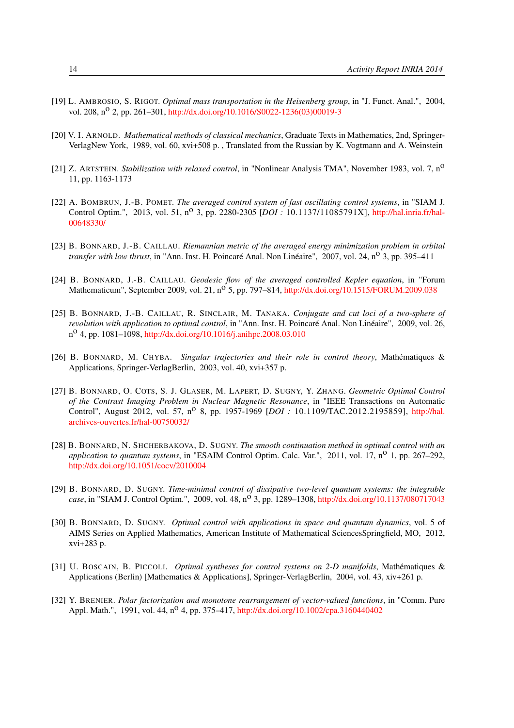[19] L. AMBROSIO, S. RIGOT. *Optimal mass transportation in the Heisenberg group*, in "J. Funct. Anal.", 2004, vol. 208, n$^{o}$ 2, pp. 261–301, http://dx.doi.org/10.1016/S0022-1236(03)00019-3

[20] V. I. ARNOLD. *Mathematical methods of classical mechanics*, Graduate Texts in Mathematics, 2nd, Springer-VerlagNew York, 1989, vol. 60, xvi+508 p. , Translated from the Russian by K. Vogtmann and A. Weinstein

[21] Z. ARTSTEIN. *Stabilization with relaxed control*, in "Nonlinear Analysis TMA", November 1983, vol. 7, n$^{o}$ 11, pp. 1163-1173

[22] A. BOMBRUN, J.-B. POMET. *The averaged control system of fast oscillating control systems*, in "SIAM J. Control Optim.", 2013, vol. 51, n$^{o}$ 3, pp. 2280-2305 [*DOI :* 10.1137/11085791X], http://hal.inria.fr/hal-00648330/

[23] B. BONNARD, J.-B. CAILLAU. *Riemannian metric of the averaged energy minimization problem in orbital transfer with low thrust*, in "Ann. Inst. H. Poincaré Anal. Non Linéaire", 2007, vol. 24, n$^{o}$ 3, pp. 395–411

[24] B. BONNARD, J.-B. CAILLAU. *Geodesic flow of the averaged controlled Kepler equation*, in "Forum Mathematicum", September 2009, vol. 21, n$^{o}$ 5, pp. 797–814, http://dx.doi.org/10.1515/FORUM.2009.038

[25] B. BONNARD, J.-B. CAILLAU, R. SINCLAIR, M. TANAKA. *Conjugate and cut loci of a two-sphere of revolution with application to optimal control*, in "Ann. Inst. H. Poincaré Anal. Non Linéaire", 2009, vol. 26, n$^{o}$ 4, pp. 1081–1098, http://dx.doi.org/10.1016/j.anihpc.2008.03.010

[26] B. BONNARD, M. CHYBA. *Singular trajectories and their role in control theory*, Mathématiques & Applications, Springer-VerlagBerlin, 2003, vol. 40, xvi+357 p.

[27] B. BONNARD, O. COTS, S. J. GLASER, M. LAPERT, D. SUGNY, Y. ZHANG. *Geometric Optimal Control of the Contrast Imaging Problem in Nuclear Magnetic Resonance*, in "IEEE Transactions on Automatic Control", August 2012, vol. 57, n$^{o}$ 8, pp. 1957-1969 [*DOI :* 10.1109/TAC.2012.2195859], http://hal.archives-ouvertes.fr/hal-00750032/

[28] B. BONNARD, N. SHCHERBAKOVA, D. SUGNY. *The smooth continuation method in optimal control with an application to quantum systems*, in "ESAIM Control Optim. Calc. Var.", 2011, vol. 17, n$^{o}$ 1, pp. 267–292, http://dx.doi.org/10.1051/cocv/2010004

[29] B. BONNARD, D. SUGNY. *Time-minimal control of dissipative two-level quantum systems: the integrable case*, in "SIAM J. Control Optim.", 2009, vol. 48, n$^{o}$ 3, pp. 1289–1308, http://dx.doi.org/10.1137/080717043

[30] B. BONNARD, D. SUGNY. *Optimal control with applications in space and quantum dynamics*, vol. 5 of AIMS Series on Applied Mathematics, American Institute of Mathematical SciencesSpringfield, MO, 2012, xvi+283 p.

[31] U. BOSCAIN, B. PICCOLI. *Optimal syntheses for control systems on 2-D manifolds*, Mathématiques & Applications (Berlin) [Mathematics & Applications], Springer-VerlagBerlin, 2004, vol. 43, xiv+261 p.

[32] Y. BRENIER. *Polar factorization and monotone rearrangement of vector-valued functions*, in "Comm. Pure Appl. Math.", 1991, vol. 44, n$^{o}$ 4, pp. 375–417, http://dx.doi.org/10.1002/cpa.3160440402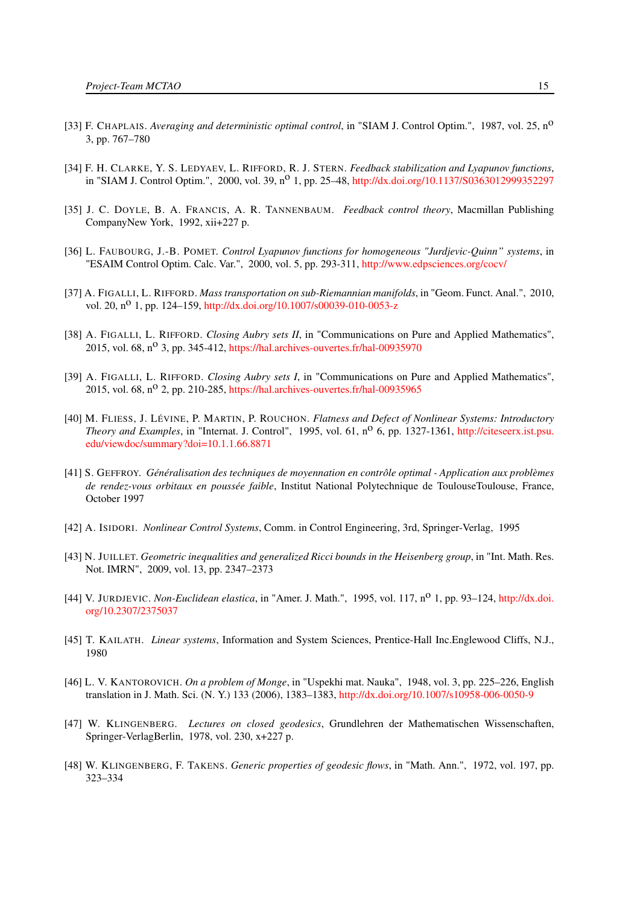[33] F. Chaplais. *Averaging and deterministic optimal control*, in "SIAM J. Control Optim.", 1987, vol. 25, n$^{o}$ 3, pp. 767–780

[34] F. H. Clarke, Y. S. Ledyaev, L. Rifford, R. J. Stern. *Feedback stabilization and Lyapunov functions*, in "SIAM J. Control Optim.", 2000, vol. 39, n$^{o}$ 1, pp. 25–48, http://dx.doi.org/10.1137/S0363012999352297

[35] J. C. Doyle, B. A. Francis, A. R. Tannenbaum. *Feedback control theory*, Macmillan Publishing CompanyNew York, 1992, xii+227 p.

[36] L. Faubourg, J.-B. Pomet. *Control Lyapunov functions for homogeneous "Jurdjevic-Quinn" systems*, in "ESAIM Control Optim. Calc. Var.", 2000, vol. 5, pp. 293-311, http://www.edpsciences.org/cocv/

[37] A. Figalli, L. Rifford. *Mass transportation on sub-Riemannian manifolds*, in "Geom. Funct. Anal.", 2010, vol. 20, n$^{o}$ 1, pp. 124–159, http://dx.doi.org/10.1007/s00039-010-0053-z

[38] A. Figalli, L. Rifford. *Closing Aubry sets II*, in "Communications on Pure and Applied Mathematics", 2015, vol. 68, n$^{o}$ 3, pp. 345-412, https://hal.archives-ouvertes.fr/hal-00935970

[39] A. Figalli, L. Rifford. *Closing Aubry sets I*, in "Communications on Pure and Applied Mathematics", 2015, vol. 68, n$^{o}$ 2, pp. 210-285, https://hal.archives-ouvertes.fr/hal-00935965

[40] M. Fliess, J. Lévine, P. Martin, P. Rouchon. *Flatness and Defect of Nonlinear Systems: Introductory Theory and Examples*, in "Internat. J. Control", 1995, vol. 61, n$^{o}$ 6, pp. 1327-1361, http://citeseerx.ist.psu.edu/viewdoc/summary?doi=10.1.1.66.8871

[41] S. Geffroy. *Généralisation des techniques de moyennation en contrôle optimal - Application aux problèmes de rendez-vous orbitaux en poussée faible*, Institut National Polytechnique de ToulouseToulouse, France, October 1997

[42] A. Isidori. *Nonlinear Control Systems*, Comm. in Control Engineering, 3rd, Springer-Verlag, 1995

[43] N. Juillet. *Geometric inequalities and generalized Ricci bounds in the Heisenberg group*, in "Int. Math. Res. Not. IMRN", 2009, vol. 13, pp. 2347–2373

[44] V. Jurdjevic. *Non-Euclidean elastica*, in "Amer. J. Math.", 1995, vol. 117, n$^{o}$ 1, pp. 93–124, http://dx.doi.org/10.2307/2375037

[45] T. Kailath. *Linear systems*, Information and System Sciences, Prentice-Hall Inc.Englewood Cliffs, N.J., 1980

[46] L. V. Kantorovich. *On a problem of Monge*, in "Uspekhi mat. Nauka", 1948, vol. 3, pp. 225–226, English translation in J. Math. Sci. (N. Y.) 133 (2006), 1383–1383, http://dx.doi.org/10.1007/s10958-006-0050-9

[47] W. Klingenberg. *Lectures on closed geodesics*, Grundlehren der Mathematischen Wissenschaften, Springer-VerlagBerlin, 1978, vol. 230, x+227 p.

[48] W. Klingenberg, F. Takens. *Generic properties of geodesic flows*, in "Math. Ann.", 1972, vol. 197, pp. 323–334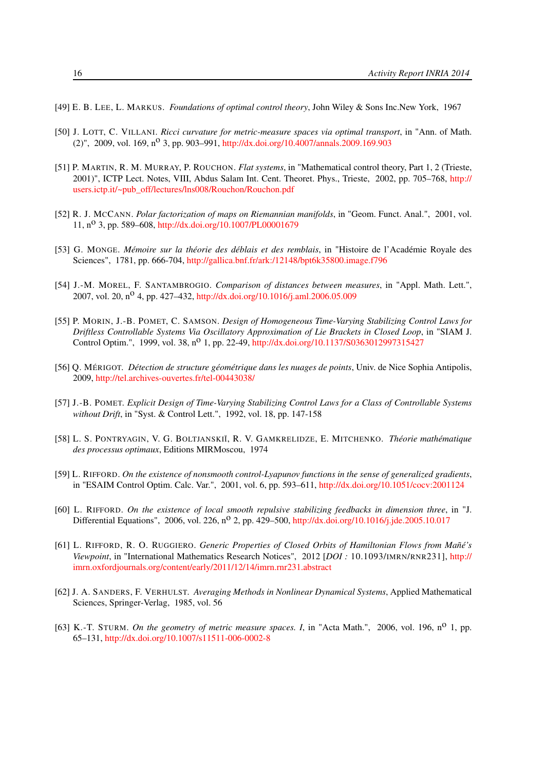[49] E. B. LEE, L. MARKUS. *Foundations of optimal control theory*, John Wiley & Sons Inc.New York, 1967

[50] J. LOTT, C. VILLANI. *Ricci curvature for metric-measure spaces via optimal transport*, in "Ann. of Math. (2)", 2009, vol. 169, n$^o$ 3, pp. 903–991, http://dx.doi.org/10.4007/annals.2009.169.903

[51] P. MARTIN, R. M. MURRAY, P. ROUCHON. *Flat systems*, in "Mathematical control theory, Part 1, 2 (Trieste, 2001)", ICTP Lect. Notes, VIII, Abdus Salam Int. Cent. Theoret. Phys., Trieste, 2002, pp. 705–768, http://users.ictp.it/~pub_off/lectures/lns008/Rouchon/Rouchon.pdf

[52] R. J. MCCANN. *Polar factorization of maps on Riemannian manifolds*, in "Geom. Funct. Anal.", 2001, vol. 11, n$^o$ 3, pp. 589–608, http://dx.doi.org/10.1007/PL00001679

[53] G. MONGE. *Mémoire sur la théorie des déblais et des remblais*, in "Histoire de l'Académie Royale des Sciences", 1781, pp. 666-704, http://gallica.bnf.fr/ark:/12148/bpt6k35800.image.f796

[54] J.-M. MOREL, F. SANTAMBROGIO. *Comparison of distances between measures*, in "Appl. Math. Lett.", 2007, vol. 20, n$^o$ 4, pp. 427–432, http://dx.doi.org/10.1016/j.aml.2006.05.009

[55] P. MORIN, J.-B. POMET, C. SAMSON. *Design of Homogeneous Time-Varying Stabilizing Control Laws for Driftless Controllable Systems Via Oscillatory Approximation of Lie Brackets in Closed Loop*, in "SIAM J. Control Optim.", 1999, vol. 38, n$^o$ 1, pp. 22-49, http://dx.doi.org/10.1137/S0363012997315427

[56] Q. MÉRIGOT. *Détection de structure géométrique dans les nuages de points*, Univ. de Nice Sophia Antipolis, 2009, http://tel.archives-ouvertes.fr/tel-00443038/

[57] J.-B. POMET. *Explicit Design of Time-Varying Stabilizing Control Laws for a Class of Controllable Systems without Drift*, in "Syst. & Control Lett.", 1992, vol. 18, pp. 147-158

[58] L. S. PONTRYAGIN, V. G. BOLTJANSKIĬ, R. V. GAMKRELIDZE, E. MITCHENKO. *Théorie mathématique des processus optimaux*, Editions MIRMoscou, 1974

[59] L. RIFFORD. *On the existence of nonsmooth control-Lyapunov functions in the sense of generalized gradients*, in "ESAIM Control Optim. Calc. Var.", 2001, vol. 6, pp. 593–611, http://dx.doi.org/10.1051/cocv:2001124

[60] L. RIFFORD. *On the existence of local smooth repulsive stabilizing feedbacks in dimension three*, in "J. Differential Equations", 2006, vol. 226, n$^o$ 2, pp. 429–500, http://dx.doi.org/10.1016/j.jde.2005.10.017

[61] L. RIFFORD, R. O. RUGGIERO. *Generic Properties of Closed Orbits of Hamiltonian Flows from Mañé's Viewpoint*, in "International Mathematics Research Notices", 2012 [*DOI :* 10.1093/IMRN/RNR231], http://imrn.oxfordjournals.org/content/early/2011/12/14/imrn.rnr231.abstract

[62] J. A. SANDERS, F. VERHULST. *Averaging Methods in Nonlinear Dynamical Systems*, Applied Mathematical Sciences, Springer-Verlag, 1985, vol. 56

[63] K.-T. STURM. *On the geometry of metric measure spaces. I*, in "Acta Math.", 2006, vol. 196, n$^o$ 1, pp. 65–131, http://dx.doi.org/10.1007/s11511-006-0002-8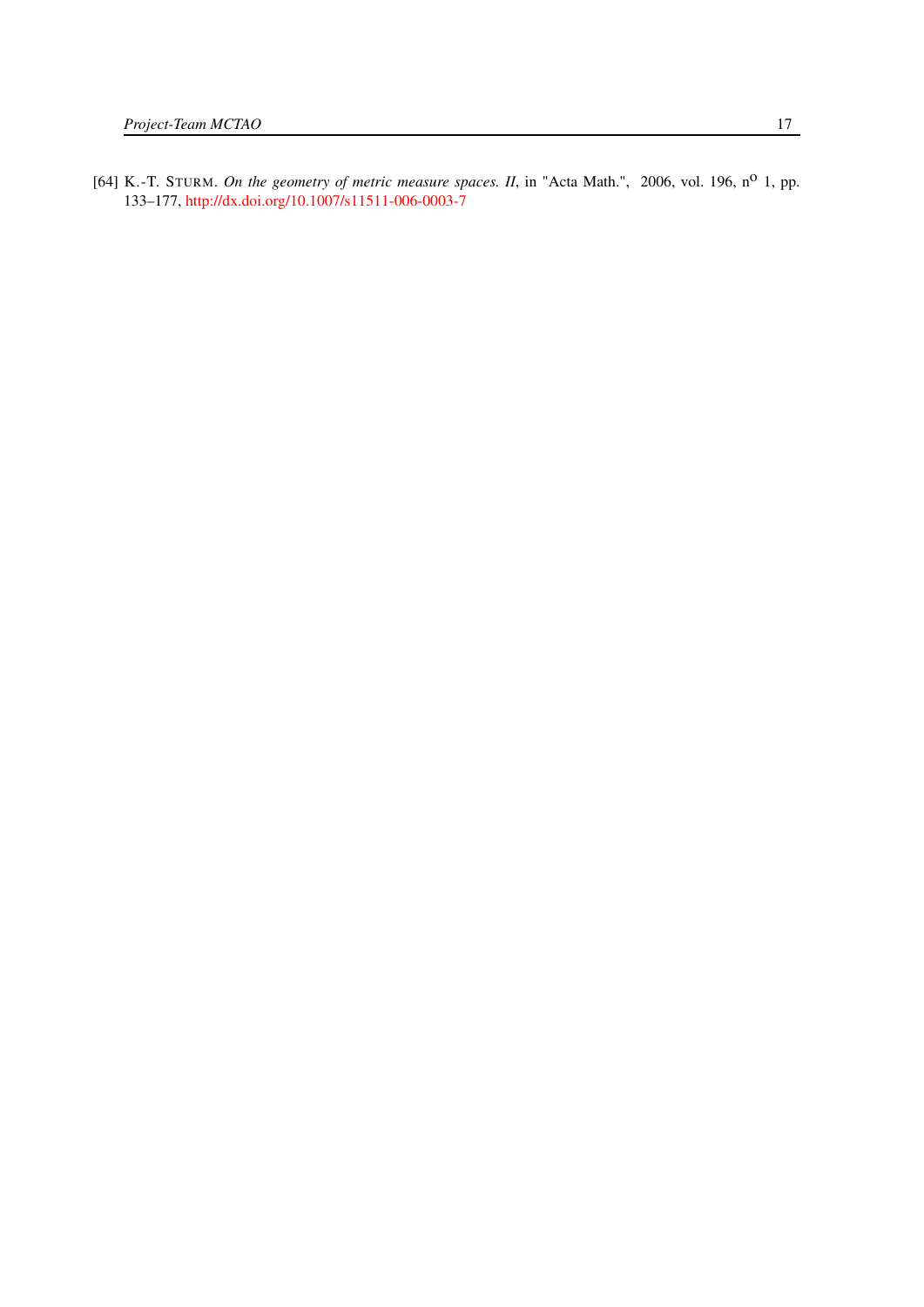[64] K.-T. STURM. *On the geometry of metric measure spaces. II*, in "Acta Math.", 2006, vol. 196, n$^{o}$ 1, pp. 133–177, http://dx.doi.org/10.1007/s11511-006-0003-7